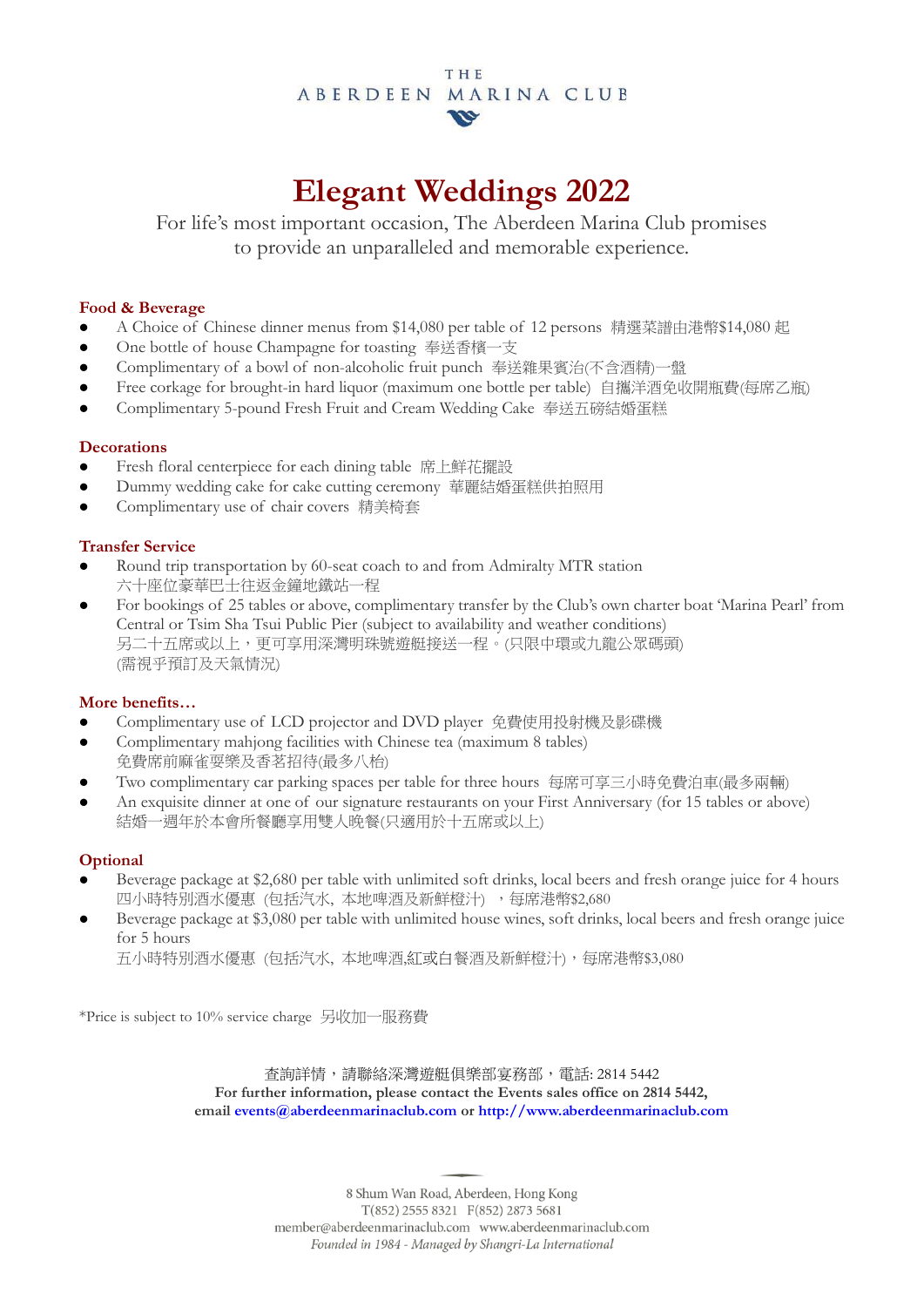THE
ABERDEEN MARINA CLUB

# Elegant Weddings 2022

For life's most important occasion, The Aberdeen Marina Club promises to provide an unparalleled and memorable experience.

**Food & Beverage**

- A Choice of Chinese dinner menus from $14,080 per table of 12 persons 精選菜譜由港幣$14,080 起
- One bottle of house Champagne for toasting 奉送香檳一支
- Complimentary of a bowl of non-alcoholic fruit punch 奉送雜果賓治(不含酒精)一盤
- Free corkage for brought-in hard liquor (maximum one bottle per table) 自攜洋酒免收開瓶費(每席乙瓶)
- Complimentary 5-pound Fresh Fruit and Cream Wedding Cake 奉送五磅結婚蛋糕

**Decorations**

- Fresh floral centerpiece for each dining table 席上鮮花擺設
- Dummy wedding cake for cake cutting ceremony 華麗結婚蛋糕供拍照用
- Complimentary use of chair covers 精美椅套

**Transfer Service**

- Round trip transportation by 60-seat coach to and from Admiralty MTR station
  六十座位豪華巴士往返金鐘地鐵站一程
- For bookings of 25 tables or above, complimentary transfer by the Club's own charter boat 'Marina Pearl' from Central or Tsim Sha Tsui Public Pier (subject to availability and weather conditions)
  另二十五席或以上，更可享用深灣明珠號遊艇接送一程。(只限中環或九龍公眾碼頭)
  (需視乎預訂及天氣情況)

**More benefits…**

- Complimentary use of LCD projector and DVD player 免費使用投射機及影碟機
- Complimentary mahjong facilities with Chinese tea (maximum 8 tables)
  免費席前麻雀耍樂及香茗招待(最多八枱)
- Two complimentary car parking spaces per table for three hours 每席可享三小時免費泊車(最多兩輛)
- An exquisite dinner at one of our signature restaurants on your First Anniversary (for 15 tables or above)
  結婚一週年於本會所餐廳享用雙人晚餐(只適用於十五席或以上)

**Optional**

- Beverage package at $2,680 per table with unlimited soft drinks, local beers and fresh orange juice for 4 hours
  四小時特別酒水優惠 (包括汽水, 本地啤酒及新鮮橙汁) ，每席港幣$2,680
- Beverage package at $3,080 per table with unlimited house wines, soft drinks, local beers and fresh orange juice for 5 hours
  五小時特別酒水優惠 (包括汽水, 本地啤酒,紅或白餐酒及新鮮橙汁)，每席港幣$3,080

*Price is subject to 10% service charge 另收加一服務費

查詢詳情，請聯絡深灣遊艇俱樂部宴務部，電話: 2814 5442
**For further information, please contact the Events sales office on 2814 5442,**
**email events@aberdeenmarinaclub.com or http://www.aberdeenmarinaclub.com**

8 Shum Wan Road, Aberdeen, Hong Kong
T(852) 2555 8321 F(852) 2873 5681
member@aberdeenmarinaclub.com www.aberdeenmarinaclub.com
*Founded in 1984 - Managed by Shangri-La International*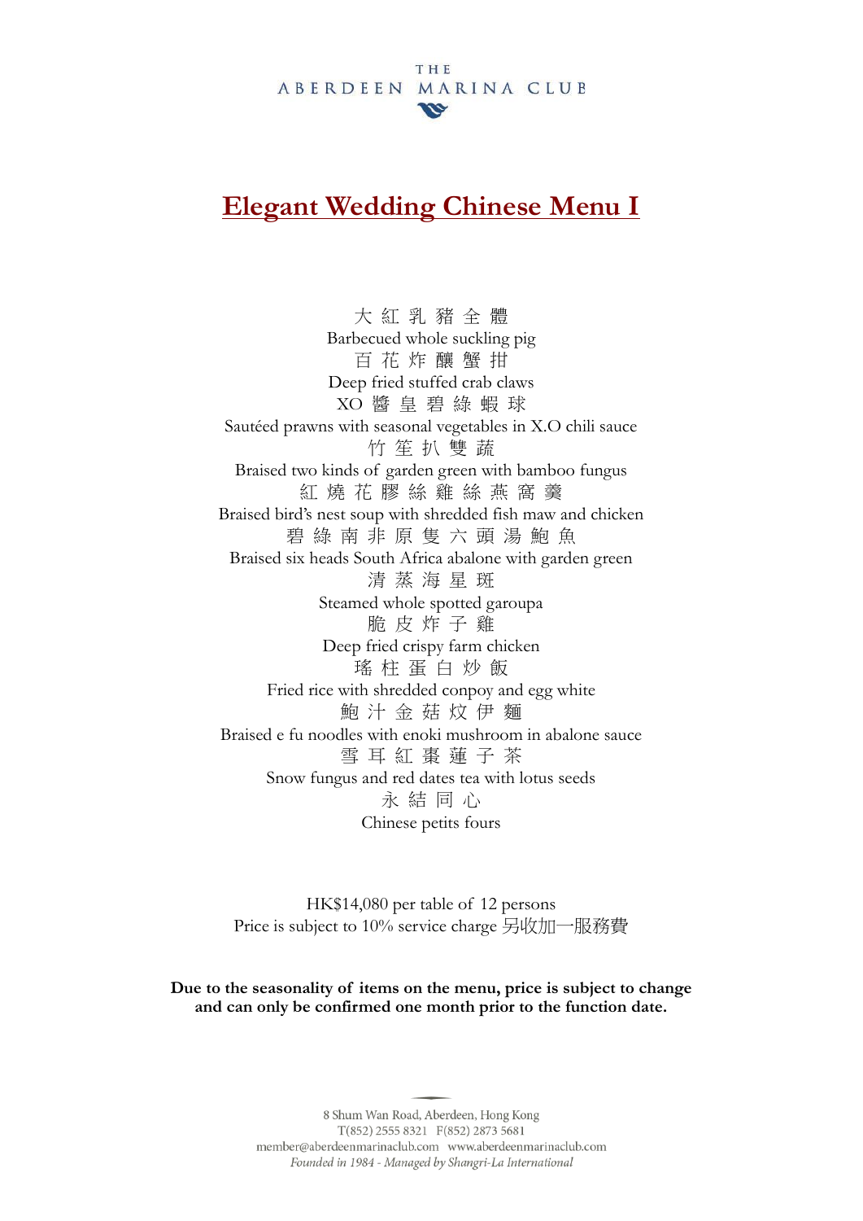THE ABERDEEN MARINA CLUB

# Elegant Wedding Chinese Menu I

大 紅 乳 豬 全 體
Barbecued whole suckling pig

百 花 炸 釀 蟹 拑
Deep fried stuffed crab claws

XO 醬 皇 碧 綠 蝦 球
Sautéed prawns with seasonal vegetables in X.O chili sauce

竹 笙 扒 雙 蔬
Braised two kinds of garden green with bamboo fungus

紅 燒 花 膠 絲 雞 絲 燕 窩 羹
Braised bird's nest soup with shredded fish maw and chicken

碧 綠 南 非 原 隻 六 頭 湯 鮑 魚
Braised six heads South Africa abalone with garden green

清 蒸 海 星 斑
Steamed whole spotted garoupa

脆 皮 炸 子 雞
Deep fried crispy farm chicken

瑤 柱 蛋 白 炒 飯
Fried rice with shredded conpoy and egg white

鮑 汁 金 菇 炆 伊 麵
Braised e fu noodles with enoki mushroom in abalone sauce

雪 耳 紅 棗 蓮 子 茶
Snow fungus and red dates tea with lotus seeds

永 結 同 心
Chinese petits fours

HK$14,080 per table of 12 persons
Price is subject to 10% service charge 另收加一服務費

**Due to the seasonality of items on the menu, price is subject to change and can only be confirmed one month prior to the function date.**

8 Shum Wan Road, Aberdeen, Hong Kong
T(852) 2555 8321 F(852) 2873 5681
member@aberdeenmarinaclub.com www.aberdeenmarinaclub.com
*Founded in 1984 - Managed by Shangri-La International*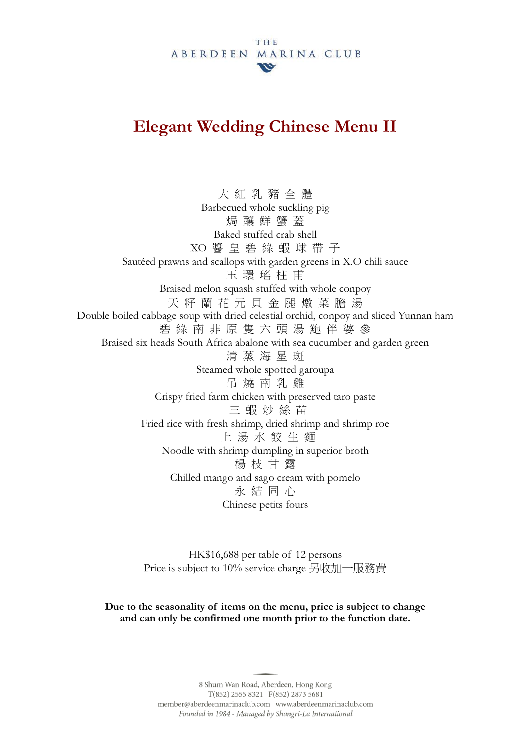THE
ABERDEEN MARINA CLUB

# Elegant Wedding Chinese Menu II

大 紅 乳 豬 全 體
Barbecued whole suckling pig

焗 釀 鮮 蟹 蓋
Baked stuffed crab shell

XO 醬 皇 碧 綠 蝦 球 帶 子
Sautéed prawns and scallops with garden greens in X.O chili sauce

玉 環 瑤 柱 甫
Braised melon squash stuffed with whole conpoy

天 籽 蘭 花 元 貝 金 腿 燉 菜 膽 湯
Double boiled cabbage soup with dried celestial orchid, conpoy and sliced Yunnan ham

碧 綠 南 非 原 隻 六 頭 湯 鮑 伴 婆 參
Braised six heads South Africa abalone with sea cucumber and garden green

清 蒸 海 星 斑
Steamed whole spotted garoupa

吊 燒 南 乳 雞
Crispy fried farm chicken with preserved taro paste

三 蝦 炒 絲 苗
Fried rice with fresh shrimp, dried shrimp and shrimp roe

上 湯 水 餃 生 麵
Noodle with shrimp dumpling in superior broth

楊 枝 甘 露
Chilled mango and sago cream with pomelo

永 結 同 心
Chinese petits fours

HK$16,688 per table of 12 persons
Price is subject to 10% service charge 另收加一服務費

**Due to the seasonality of items on the menu, price is subject to change and can only be confirmed one month prior to the function date.**

8 Shum Wan Road, Aberdeen, Hong Kong
T(852) 2555 8321 F(852) 2873 5681
member@aberdeenmarinaclub.com www.aberdeenmarinaclub.com
*Founded in 1984 - Managed by Shangri-La International*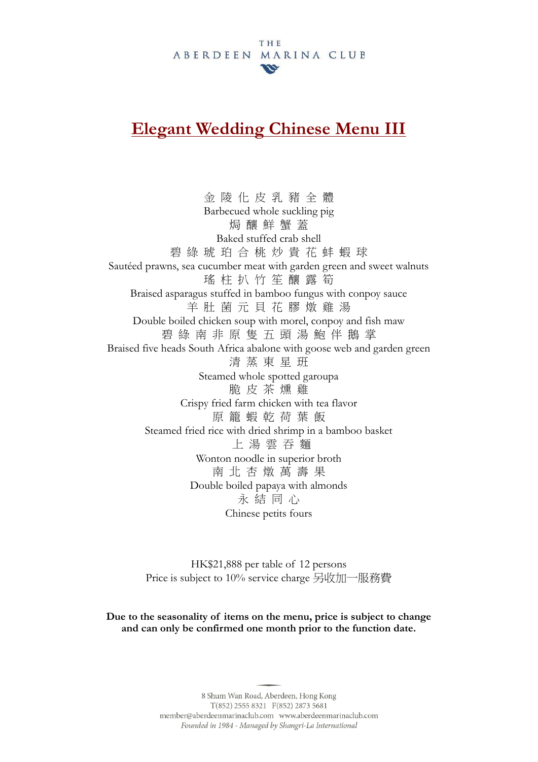THE
ABERDEEN MARINA CLUB

# Elegant Wedding Chinese Menu III

金 陵 化 皮 乳 豬 全 體
Barbecued whole suckling pig

焗 釀 鮮 蟹 蓋
Baked stuffed crab shell

碧 綠 琥 珀 合 桃 炒 貴 花 蚌 蝦 球
Sautéed prawns, sea cucumber meat with garden green and sweet walnuts

瑤 柱 扒 竹 笙 釀 露 筍
Braised asparagus stuffed in bamboo fungus with conpoy sauce

羊 肚 菌 元 貝 花 膠 燉 雞 湯
Double boiled chicken soup with morel, conpoy and fish maw

碧 綠 南 非 原 隻 五 頭 湯 鮑 伴 鵝 掌
Braised five heads South Africa abalone with goose web and garden green

清 蒸 東 星 班
Steamed whole spotted garoupa

脆 皮 茶 燻 雞
Crispy fried farm chicken with tea flavor

原 籠 蝦 乾 荷 葉 飯
Steamed fried rice with dried shrimp in a bamboo basket

上 湯 雲 吞 麵
Wonton noodle in superior broth

南 北 杏 燉 萬 壽 果
Double boiled papaya with almonds

永 結 同 心
Chinese petits fours

HK$21,888 per table of 12 persons
Price is subject to 10% service charge 另收加一服務費

**Due to the seasonality of items on the menu, price is subject to change and can only be confirmed one month prior to the function date.**

8 Shum Wan Road, Aberdeen, Hong Kong
T(852) 2555 8321 F(852) 2873 5681
member@aberdeenmarinaclub.com www.aberdeenmarinaclub.com
*Founded in 1984 - Managed by Shangri-La International*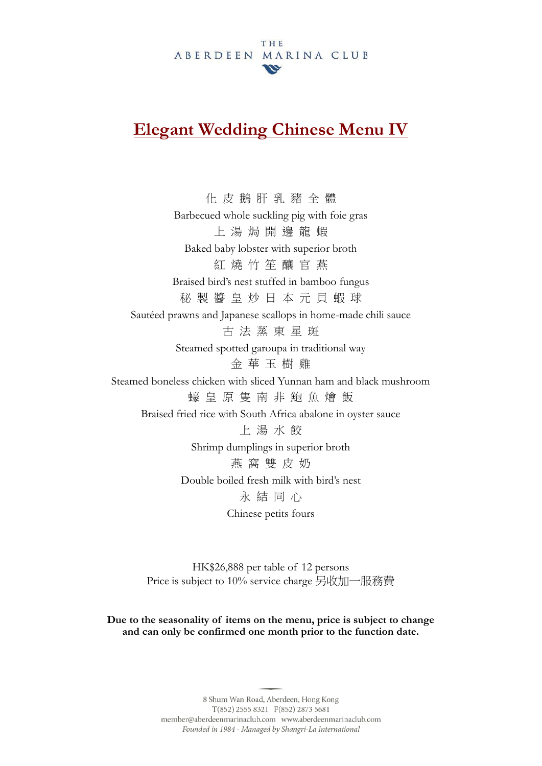THE ABERDEEN MARINA CLUB

# Elegant Wedding Chinese Menu IV

化 皮 鵝 肝 乳 豬 全 體
Barbecued whole suckling pig with foie gras

上 湯 焗 開 邊 龍 蝦
Baked baby lobster with superior broth

紅 燒 竹 笙 釀 官 燕
Braised bird's nest stuffed in bamboo fungus

秘 製 醬 皇 炒 日 本 元 貝 蝦 球
Sautéed prawns and Japanese scallops in home-made chili sauce

古 法 蒸 東 星 斑
Steamed spotted garoupa in traditional way

金 華 玉 樹 雞
Steamed boneless chicken with sliced Yunnan ham and black mushroom

蠔 皇 原 隻 南 非 鮑 魚 燴 飯
Braised fried rice with South Africa abalone in oyster sauce

上 湯 水 餃
Shrimp dumplings in superior broth

燕 窩 雙 皮 奶
Double boiled fresh milk with bird's nest

永 結 同 心
Chinese petits fours

HK$26,888 per table of 12 persons
Price is subject to 10% service charge 另收加一服務費

**Due to the seasonality of items on the menu, price is subject to change and can only be confirmed one month prior to the function date.**

8 Shum Wan Road, Aberdeen, Hong Kong
T(852) 2555 8321 F(852) 2873 5681
member@aberdeenmarinaclub.com www.aberdeenmarinaclub.com
*Founded in 1984 - Managed by Shangri-La International*